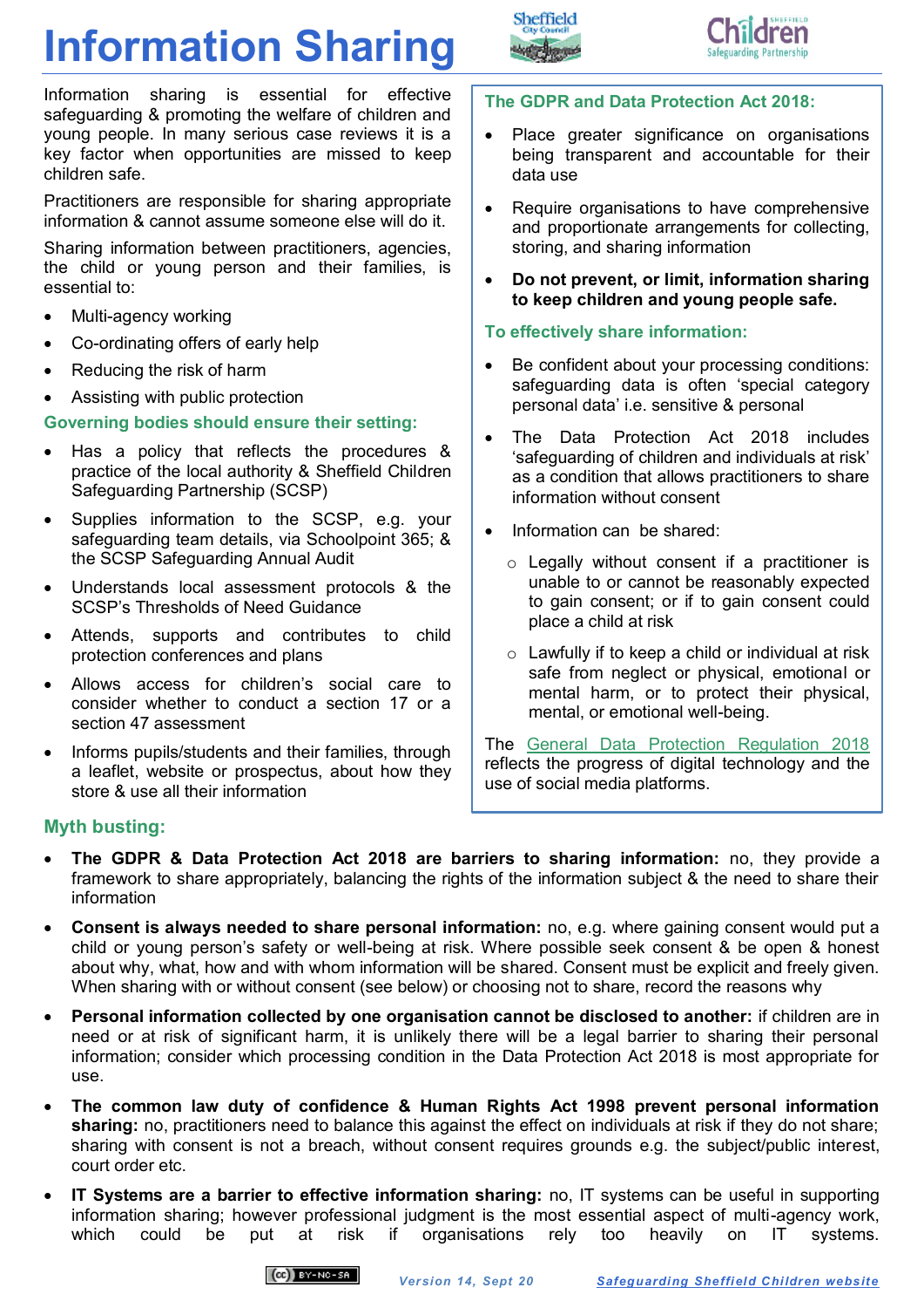# Information Sharing

Information sharing is essential for effective safeguarding & promoting the welfare of children and young people. In many serious case reviews it is a key factor when opportunities are missed to keep children safe.

Practitioners are responsible for sharing appropriate information & cannot assume someone else will do it.

Sharing information between practitioners, agencies, the child or young person and their families, is essential to:

- Multi-agency working
- Co-ordinating offers of early help
- Reducing the risk of harm
- Assisting with public protection

### Governing bodies should ensure their setting:

- Has a policy that reflects the procedures & practice of the local authority & Sheffield Children Safeguarding Partnership (SCSP)
- Supplies information to the SCSP, e.g. your safeguarding team details, via Schoolpoint 365; & the SCSP Safeguarding Annual Audit
- Understands local assessment protocols & the SCSP's Thresholds of Need Guidance
- Attends, supports and contributes to child protection conferences and plans
- Allows access for children's social care to consider whether to conduct a section 17 or a section 47 assessment
- Informs pupils/students and their families, through a leaflet, website or prospectus, about how they store & use all their information

### The GDPR and Data Protection Act 2018:

- Place greater significance on organisations being transparent and accountable for their data use
- Require organisations to have comprehensive and proportionate arrangements for collecting, storing, and sharing information
- **Do not prevent, or limit, information sharing to keep children and young people safe.**

### To effectively share information:

- Be confident about your processing conditions: safeguarding data is often 'special category personal data' i.e. sensitive & personal
- The Data Protection Act 2018 includes 'safeguarding of children and individuals at risk' as a condition that allows practitioners to share information without consent
- Information can be shared:
  - Legally without consent if a practitioner is unable to or cannot be reasonably expected to gain consent; or if to gain consent could place a child at risk
  - Lawfully if to keep a child or individual at risk safe from neglect or physical, emotional or mental harm, or to protect their physical, mental, or emotional well-being.

The General Data Protection Regulation 2018 reflects the progress of digital technology and the use of social media platforms.

### Myth busting:

- **The GDPR & Data Protection Act 2018 are barriers to sharing information:** no, they provide a framework to share appropriately, balancing the rights of the information subject & the need to share their information
- **Consent is always needed to share personal information:** no, e.g. where gaining consent would put a child or young person's safety or well-being at risk. Where possible seek consent & be open & honest about why, what, how and with whom information will be shared. Consent must be explicit and freely given. When sharing with or without consent (see below) or choosing not to share, record the reasons why
- **Personal information collected by one organisation cannot be disclosed to another:** if children are in need or at risk of significant harm, it is unlikely there will be a legal barrier to sharing their personal information; consider which processing condition in the Data Protection Act 2018 is most appropriate for use.
- **The common law duty of confidence & Human Rights Act 1998 prevent personal information sharing:** no, practitioners need to balance this against the effect on individuals at risk if they do not share; sharing with consent is not a breach, without consent requires grounds e.g. the subject/public interest, court order etc.
- **IT Systems are a barrier to effective information sharing:** no, IT systems can be useful in supporting information sharing; however professional judgment is the most essential aspect of multi-agency work, which could be put at risk if organisations rely too heavily on IT systems.

*Version 14, Sept 20* — Safeguarding Sheffield Children website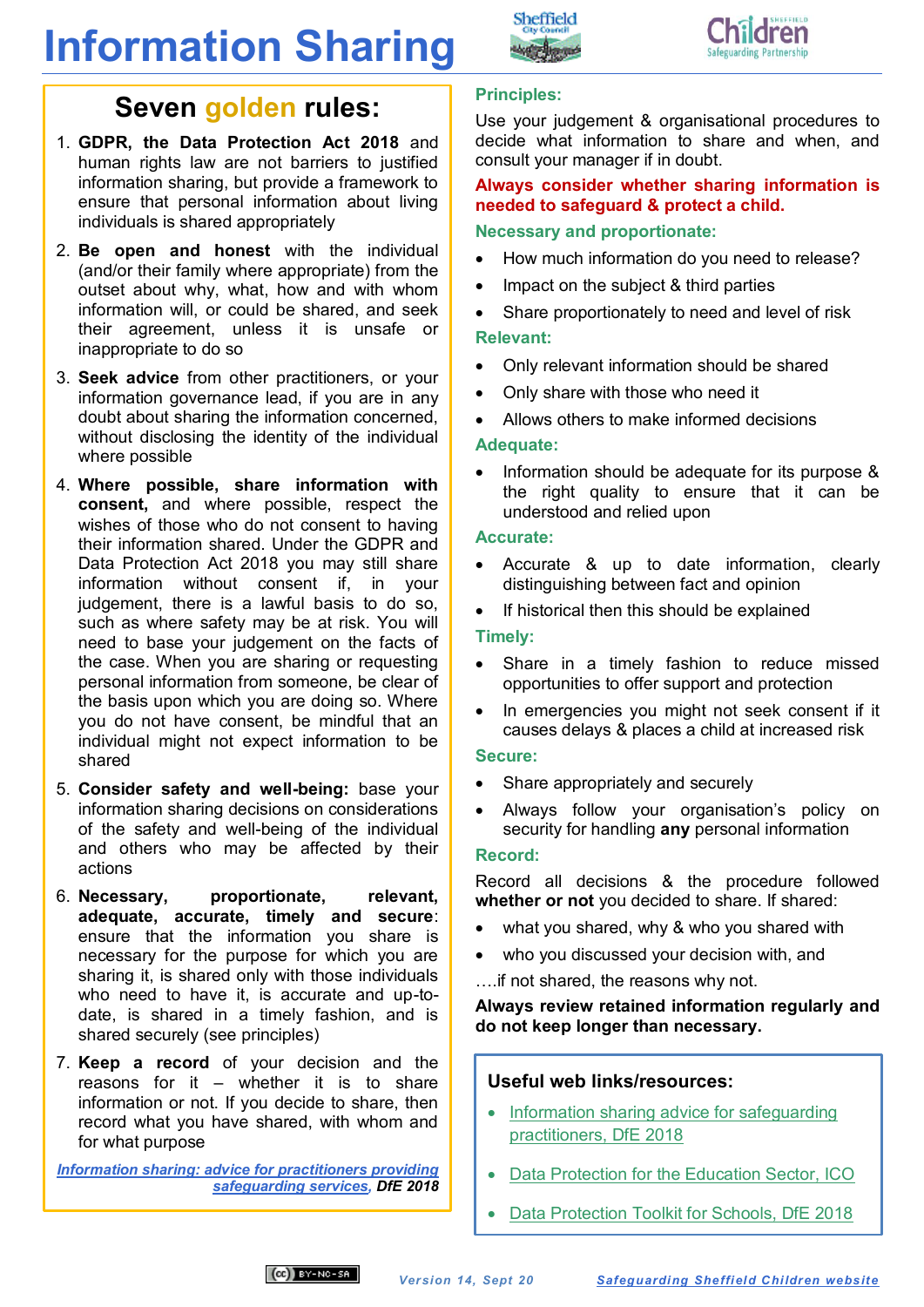# Information Sharing

## Seven golden rules:

1. **GDPR, the Data Protection Act 2018** and human rights law are not barriers to justified information sharing, but provide a framework to ensure that personal information about living individuals is shared appropriately
2. **Be open and honest** with the individual (and/or their family where appropriate) from the outset about why, what, how and with whom information will, or could be shared, and seek their agreement, unless it is unsafe or inappropriate to do so
3. **Seek advice** from other practitioners, or your information governance lead, if you are in any doubt about sharing the information concerned, without disclosing the identity of the individual where possible
4. **Where possible, share information with consent,** and where possible, respect the wishes of those who do not consent to having their information shared. Under the GDPR and Data Protection Act 2018 you may still share information without consent if, in your judgement, there is a lawful basis to do so, such as where safety may be at risk. You will need to base your judgement on the facts of the case. When you are sharing or requesting personal information from someone, be clear of the basis upon which you are doing so. Where you do not have consent, be mindful that an individual might not expect information to be shared
5. **Consider safety and well-being:** base your information sharing decisions on considerations of the safety and well-being of the individual and others who may be affected by their actions
6. **Necessary, proportionate, relevant, adequate, accurate, timely and secure**: ensure that the information you share is necessary for the purpose for which you are sharing it, is shared only with those individuals who need to have it, is accurate and up-to-date, is shared in a timely fashion, and is shared securely (see principles)
7. **Keep a record** of your decision and the reasons for it – whether it is to share information or not. If you decide to share, then record what you have shared, with whom and for what purpose

***Information sharing: advice for practitioners providing safeguarding services*, DfE 2018**

### Principles:

Use your judgement & organisational procedures to decide what information to share and when, and consult your manager if in doubt.

**Always consider whether sharing information is needed to safeguard & protect a child.**

### Necessary and proportionate:

- How much information do you need to release?
- Impact on the subject & third parties
- Share proportionately to need and level of risk

### Relevant:

- Only relevant information should be shared
- Only share with those who need it
- Allows others to make informed decisions

### Adequate:

- Information should be adequate for its purpose & the right quality to ensure that it can be understood and relied upon

### Accurate:

- Accurate & up to date information, clearly distinguishing between fact and opinion
- If historical then this should be explained

### Timely:

- Share in a timely fashion to reduce missed opportunities to offer support and protection
- In emergencies you might not seek consent if it causes delays & places a child at increased risk

### Secure:

- Share appropriately and securely
- Always follow your organisation's policy on security for handling **any** personal information

### Record:

Record all decisions & the procedure followed **whether or not** you decided to share. If shared:

- what you shared, why & who you shared with
- who you discussed your decision with, and

….if not shared, the reasons why not.

**Always review retained information regularly and do not keep longer than necessary.**

### Useful web links/resources:

- Information sharing advice for safeguarding practitioners, DfE 2018
- Data Protection for the Education Sector, ICO
- Data Protection Toolkit for Schools, DfE 2018

*Version 14, Sept 20* — Safeguarding Sheffield Children website